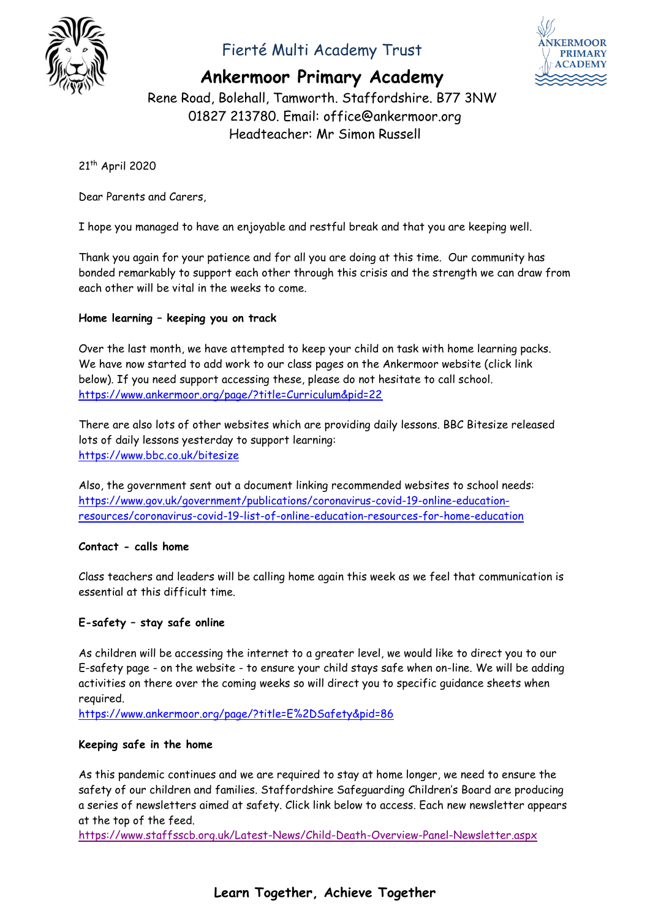Fierté Multi Academy Trust

# Ankermoor Primary Academy

Rene Road, Bolehall, Tamworth. Staffordshire. B77 3NW
01827 213780. Email: office@ankermoor.org
Headteacher: Mr Simon Russell

21th April 2020

Dear Parents and Carers,

I hope you managed to have an enjoyable and restful break and that you are keeping well.

Thank you again for your patience and for all you are doing at this time. Our community has bonded remarkably to support each other through this crisis and the strength we can draw from each other will be vital in the weeks to come.

**Home learning – keeping you on track**

Over the last month, we have attempted to keep your child on task with home learning packs. We have now started to add work to our class pages on the Ankermoor website (click link below). If you need support accessing these, please do not hesitate to call school.
https://www.ankermoor.org/page/?title=Curriculum&pid=22

There are also lots of other websites which are providing daily lessons. BBC Bitesize released lots of daily lessons yesterday to support learning:
https://www.bbc.co.uk/bitesize

Also, the government sent out a document linking recommended websites to school needs:
https://www.gov.uk/government/publications/coronavirus-covid-19-online-education-resources/coronavirus-covid-19-list-of-online-education-resources-for-home-education

**Contact - calls home**

Class teachers and leaders will be calling home again this week as we feel that communication is essential at this difficult time.

**E-safety – stay safe online**

As children will be accessing the internet to a greater level, we would like to direct you to our E-safety page - on the website - to ensure your child stays safe when on-line. We will be adding activities on there over the coming weeks so will direct you to specific guidance sheets when required.
https://www.ankermoor.org/page/?title=E%2DSafety&pid=86

**Keeping safe in the home**

As this pandemic continues and we are required to stay at home longer, we need to ensure the safety of our children and families. Staffordshire Safeguarding Children's Board are producing a series of newsletters aimed at safety. Click link below to access. Each new newsletter appears at the top of the feed.
https://www.staffsscb.org.uk/Latest-News/Child-Death-Overview-Panel-Newsletter.aspx

**Learn Together, Achieve Together**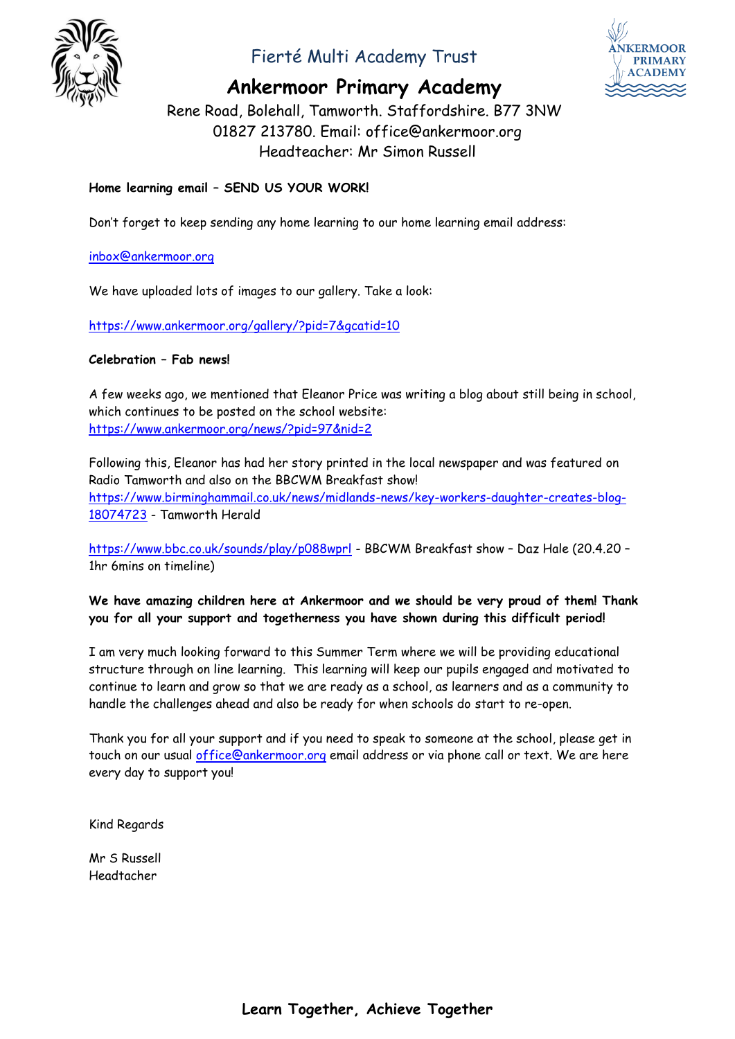Fierté Multi Academy Trust

# Ankermoor Primary Academy

Rene Road, Bolehall, Tamworth. Staffordshire. B77 3NW
01827 213780. Email: office@ankermoor.org
Headteacher: Mr Simon Russell

**Home learning email – SEND US YOUR WORK!**

Don't forget to keep sending any home learning to our home learning email address:

inbox@ankermoor.org

We have uploaded lots of images to our gallery. Take a look:

https://www.ankermoor.org/gallery/?pid=7&gcatid=10

**Celebration – Fab news!**

A few weeks ago, we mentioned that Eleanor Price was writing a blog about still being in school, which continues to be posted on the school website:
https://www.ankermoor.org/news/?pid=97&nid=2

Following this, Eleanor has had her story printed in the local newspaper and was featured on Radio Tamworth and also on the BBCWM Breakfast show!
https://www.birminghammail.co.uk/news/midlands-news/key-workers-daughter-creates-blog-18074723 - Tamworth Herald

https://www.bbc.co.uk/sounds/play/p088wprl - BBCWM Breakfast show – Daz Hale (20.4.20 – 1hr 6mins on timeline)

**We have amazing children here at Ankermoor and we should be very proud of them! Thank you for all your support and togetherness you have shown during this difficult period!**

I am very much looking forward to this Summer Term where we will be providing educational structure through on line learning. This learning will keep our pupils engaged and motivated to continue to learn and grow so that we are ready as a school, as learners and as a community to handle the challenges ahead and also be ready for when schools do start to re-open.

Thank you for all your support and if you need to speak to someone at the school, please get in touch on our usual office@ankermoor.org email address or via phone call or text. We are here every day to support you!

Kind Regards

Mr S Russell
Headtacher

**Learn Together, Achieve Together**